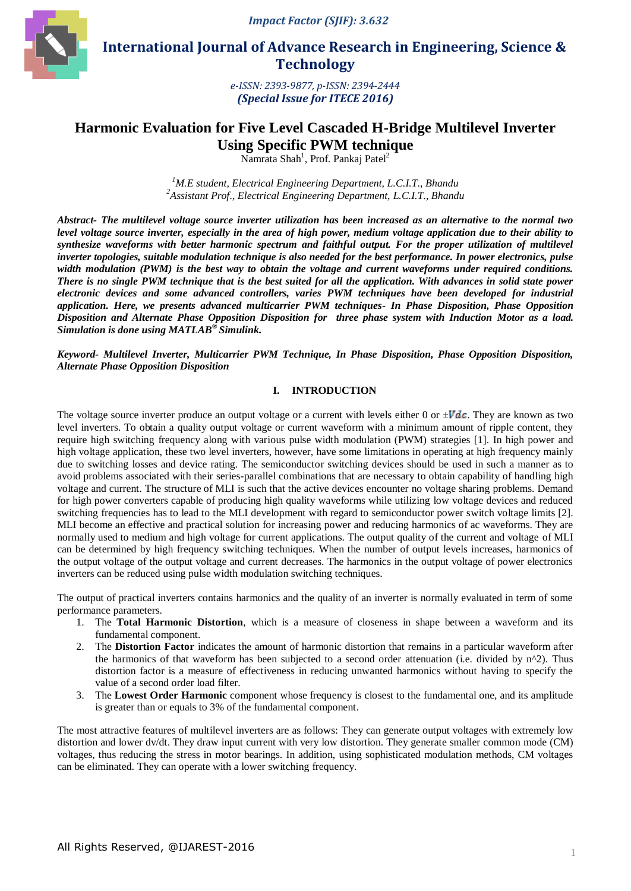# Harmonic Evaluation for Five Level Cascaded H-Bridge Multilevel Inverter Using Specific PWM technique

Namrata Shah[1], Prof. Pankaj Patel[2]

*[1]M.E student, Electrical Engineering Department, L.C.I.T., Bhandu*
*[2]Assistant Prof., Electrical Engineering Department, L.C.I.T., Bhandu*

***Abstract-** The multilevel voltage source inverter utilization has been increased as an alternative to the normal two level voltage source inverter, especially in the area of high power, medium voltage application due to their ability to synthesize waveforms with better harmonic spectrum and faithful output. For the proper utilization of multilevel inverter topologies, suitable modulation technique is also needed for the best performance. In power electronics, pulse width modulation (PWM) is the best way to obtain the voltage and current waveforms under required conditions. There is no single PWM technique that is the best suited for all the application. With advances in solid state power electronic devices and some advanced controllers, varies PWM techniques have been developed for industrial application. Here, we presents advanced multicarrier PWM techniques- In Phase Disposition, Phase Opposition Disposition and Alternate Phase Opposition Disposition for three phase system with Induction Motor as a load. Simulation is done using MATLAB® Simulink.*

***Keyword-** Multilevel Inverter, Multicarrier PWM Technique, In Phase Disposition, Phase Opposition Disposition, Alternate Phase Opposition Disposition*

## I. INTRODUCTION

The voltage source inverter produce an output voltage or a current with levels either 0 or $\pm V_{dc}$. They are known as two level inverters. To obtain a quality output voltage or current waveform with a minimum amount of ripple content, they require high switching frequency along with various pulse width modulation (PWM) strategies [1]. In high power and high voltage application, these two level inverters, however, have some limitations in operating at high frequency mainly due to switching losses and device rating. The semiconductor switching devices should be used in such a manner as to avoid problems associated with their series-parallel combinations that are necessary to obtain capability of handling high voltage and current. The structure of MLI is such that the active devices encounter no voltage sharing problems. Demand for high power converters capable of producing high quality waveforms while utilizing low voltage devices and reduced switching frequencies has to lead to the MLI development with regard to semiconductor power switch voltage limits [2]. MLI become an effective and practical solution for increasing power and reducing harmonics of ac waveforms. They are normally used to medium and high voltage for current applications. The output quality of the current and voltage of MLI can be determined by high frequency switching techniques. When the number of output levels increases, harmonics of the output voltage of the output voltage and current decreases. The harmonics in the output voltage of power electronics inverters can be reduced using pulse width modulation switching techniques.

The output of practical inverters contains harmonics and the quality of an inverter is normally evaluated in term of some performance parameters.

1. The **Total Harmonic Distortion**, which is a measure of closeness in shape between a waveform and its fundamental component.
2. The **Distortion Factor** indicates the amount of harmonic distortion that remains in a particular waveform after the harmonics of that waveform has been subjected to a second order attenuation (i.e. divided by n^2). Thus distortion factor is a measure of effectiveness in reducing unwanted harmonics without having to specify the value of a second order load filter.
3. The **Lowest Order Harmonic** component whose frequency is closest to the fundamental one, and its amplitude is greater than or equals to 3% of the fundamental component.

The most attractive features of multilevel inverters are as follows: They can generate output voltages with extremely low distortion and lower dv/dt. They draw input current with very low distortion. They generate smaller common mode (CM) voltages, thus reducing the stress in motor bearings. In addition, using sophisticated modulation methods, CM voltages can be eliminated. They can operate with a lower switching frequency.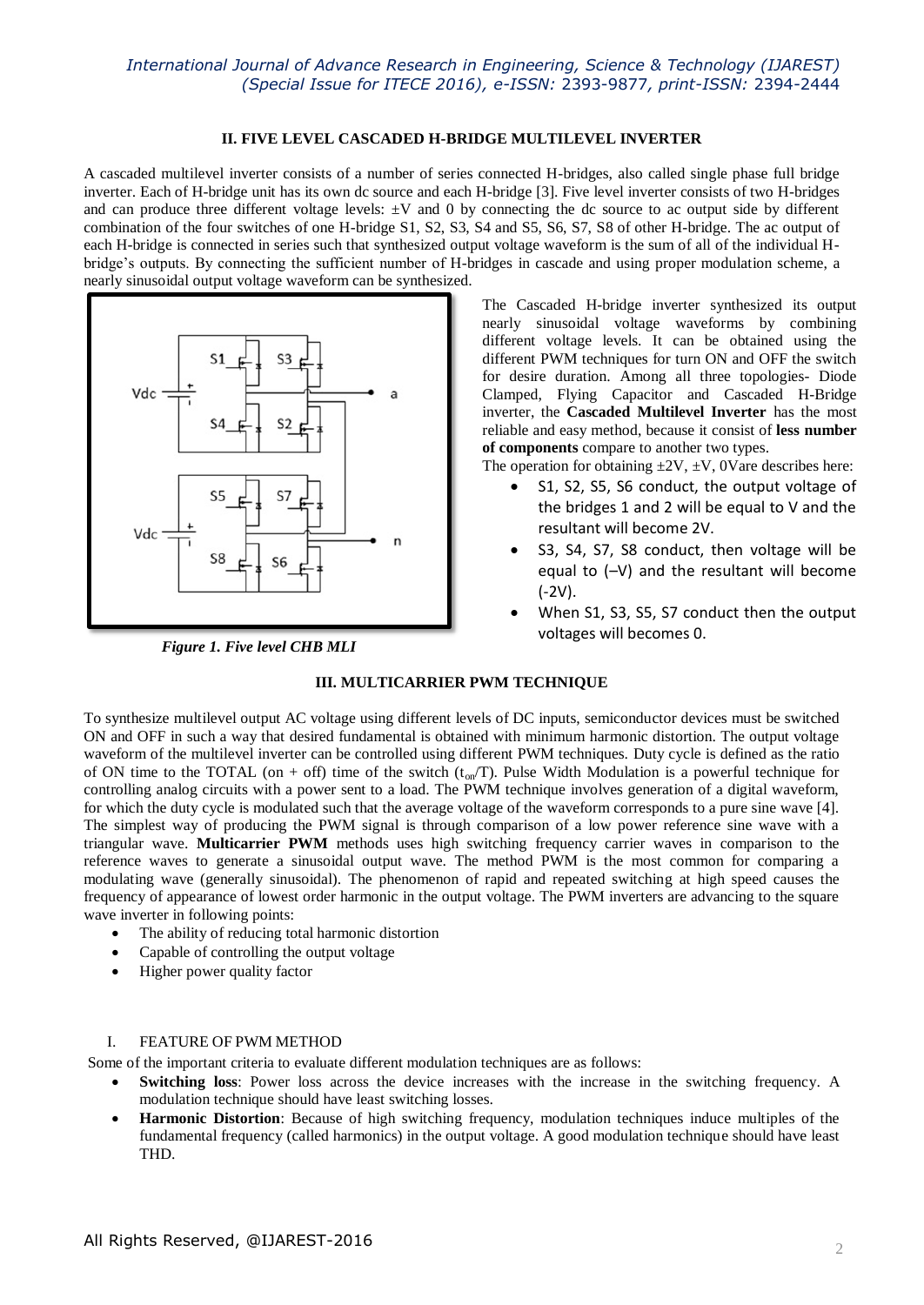## II. FIVE LEVEL CASCADED H-BRIDGE MULTILEVEL INVERTER

A cascaded multilevel inverter consists of a number of series connected H-bridges, also called single phase full bridge inverter. Each of H-bridge unit has its own dc source and each H-bridge [3]. Five level inverter consists of two H-bridges and can produce three different voltage levels: ±V and 0 by connecting the dc source to ac output side by different combination of the four switches of one H-bridge S1, S2, S3, S4 and S5, S6, S7, S8 of other H-bridge. The ac output of each H-bridge is connected in series such that synthesized output voltage waveform is the sum of all of the individual H-bridge's outputs. By connecting the sufficient number of H-bridges in cascade and using proper modulation scheme, a nearly sinusoidal output voltage waveform can be synthesized.

*Figure 1. Five level CHB MLI*

The Cascaded H-bridge inverter synthesized its output nearly sinusoidal voltage waveforms by combining different voltage levels. It can be obtained using the different PWM techniques for turn ON and OFF the switch for desire duration. Among all three topologies- Diode Clamped, Flying Capacitor and Cascaded H-Bridge inverter, the **Cascaded Multilevel Inverter** has the most reliable and easy method, because it consist of **less number of components** compare to another two types.

The operation for obtaining ±2V, ±V, 0Vare describes here:

- S1, S2, S5, S6 conduct, the output voltage of the bridges 1 and 2 will be equal to V and the resultant will become 2V.
- S3, S4, S7, S8 conduct, then voltage will be equal to (–V) and the resultant will become (-2V).
- When S1, S3, S5, S7 conduct then the output voltages will becomes 0.

## III. MULTICARRIER PWM TECHNIQUE

To synthesize multilevel output AC voltage using different levels of DC inputs, semiconductor devices must be switched ON and OFF in such a way that desired fundamental is obtained with minimum harmonic distortion. The output voltage waveform of the multilevel inverter can be controlled using different PWM techniques. Duty cycle is defined as the ratio of ON time to the TOTAL (on + off) time of the switch ($t_{on}$/T). Pulse Width Modulation is a powerful technique for controlling analog circuits with a power sent to a load. The PWM technique involves generation of a digital waveform, for which the duty cycle is modulated such that the average voltage of the waveform corresponds to a pure sine wave [4]. The simplest way of producing the PWM signal is through comparison of a low power reference sine wave with a triangular wave. **Multicarrier PWM** methods uses high switching frequency carrier waves in comparison to the reference waves to generate a sinusoidal output wave. The method PWM is the most common for comparing a modulating wave (generally sinusoidal). The phenomenon of rapid and repeated switching at high speed causes the frequency of appearance of lowest order harmonic in the output voltage. The PWM inverters are advancing to the square wave inverter in following points:

- The ability of reducing total harmonic distortion
- Capable of controlling the output voltage
- Higher power quality factor

### I. FEATURE OF PWM METHOD

Some of the important criteria to evaluate different modulation techniques are as follows:

- **Switching loss**: Power loss across the device increases with the increase in the switching frequency. A modulation technique should have least switching losses.
- **Harmonic Distortion**: Because of high switching frequency, modulation techniques induce multiples of the fundamental frequency (called harmonics) in the output voltage. A good modulation technique should have least THD.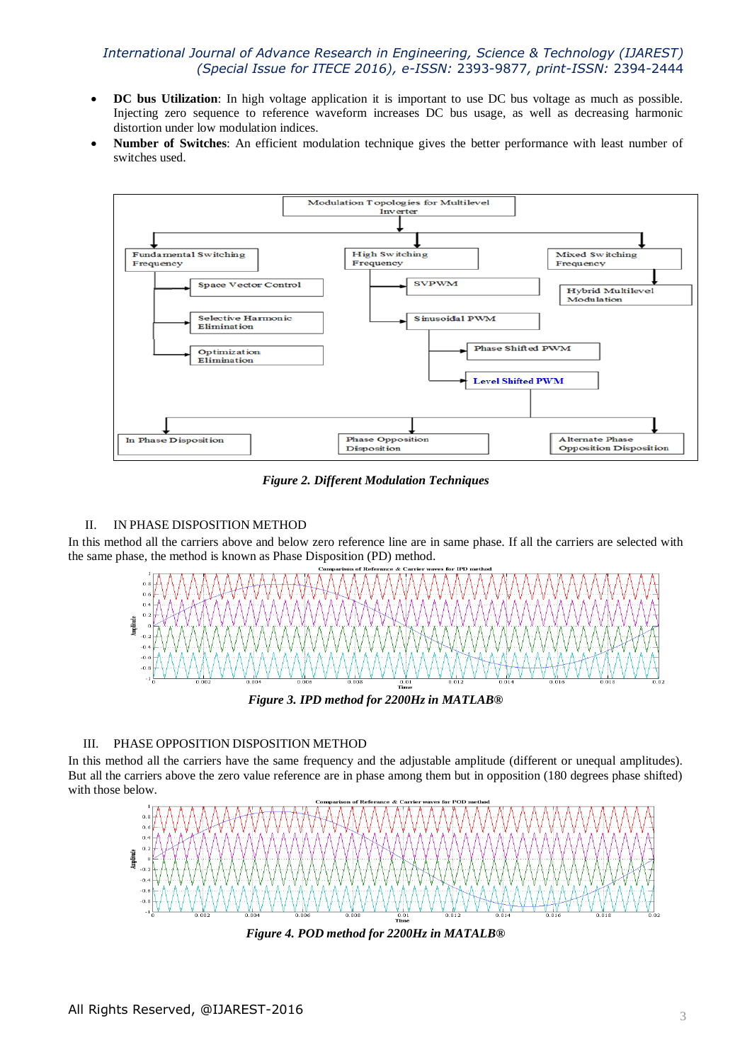- **DC bus Utilization**: In high voltage application it is important to use DC bus voltage as much as possible. Injecting zero sequence to reference waveform increases DC bus usage, as well as decreasing harmonic distortion under low modulation indices.
- **Number of Switches**: An efficient modulation technique gives the better performance with least number of switches used.

*Figure 2. Different Modulation Techniques*

## II. IN PHASE DISPOSITION METHOD

In this method all the carriers above and below zero reference line are in same phase. If all the carriers are selected with the same phase, the method is known as Phase Disposition (PD) method.

*Figure 3. IPD method for 2200Hz in MATLAB®*

## III. PHASE OPPOSITION DISPOSITION METHOD

In this method all the carriers have the same frequency and the adjustable amplitude (different or unequal amplitudes). But all the carriers above the zero value reference are in phase among them but in opposition (180 degrees phase shifted) with those below.

*Figure 4. POD method for 2200Hz in MATALB®*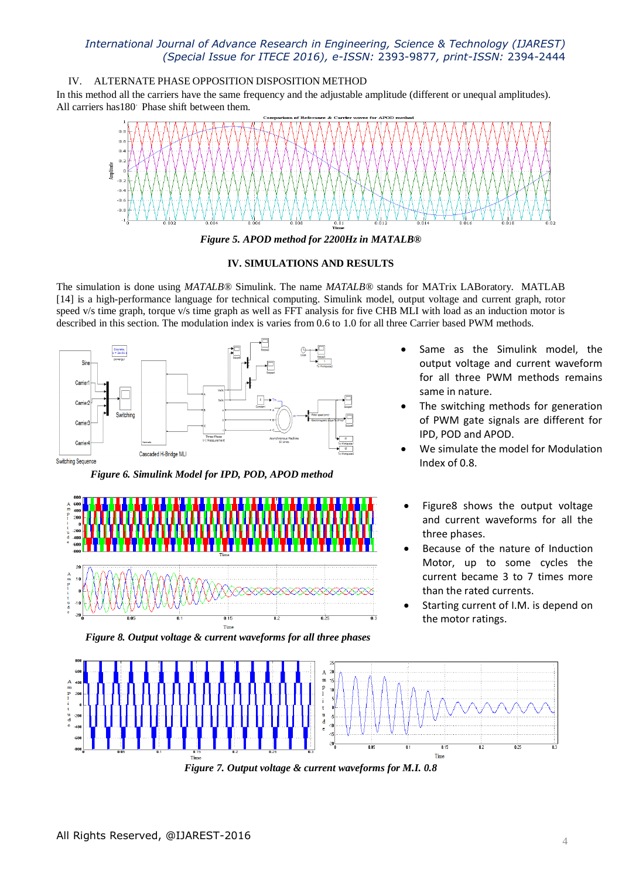IV. ALTERNATE PHASE OPPOSITION DISPOSITION METHOD

In this method all the carriers have the same frequency and the adjustable amplitude (different or unequal amplitudes). All carriers has180° Phase shift between them.

*Figure 5. APOD method for 2200Hz in MATALB®*

## IV. SIMULATIONS AND RESULTS

The simulation is done using *MATALB®* Simulink. The name *MATALB®* stands for MATrix LABoratory. MATLAB [14] is a high-performance language for technical computing. Simulink model, output voltage and current graph, rotor speed v/s time graph, torque v/s time graph as well as FFT analysis for five CHB MLI with load as an induction motor is described in this section. The modulation index is varies from 0.6 to 1.0 for all three Carrier based PWM methods.

*Figure 6. Simulink Model for IPD, POD, APOD method*

- Same as the Simulink model, the output voltage and current waveform for all three PWM methods remains same in nature.
- The switching methods for generation of PWM gate signals are different for IPD, POD and APOD.
- We simulate the model for Modulation Index of 0.8.

*Figure 8. Output voltage & current waveforms for all three phases*

- Figure8 shows the output voltage and current waveforms for all the three phases.
- Because of the nature of Induction Motor, up to some cycles the current became 3 to 7 times more than the rated currents.
- Starting current of I.M. is depend on the motor ratings.

*Figure 7. Output voltage & current waveforms for M.I. 0.8*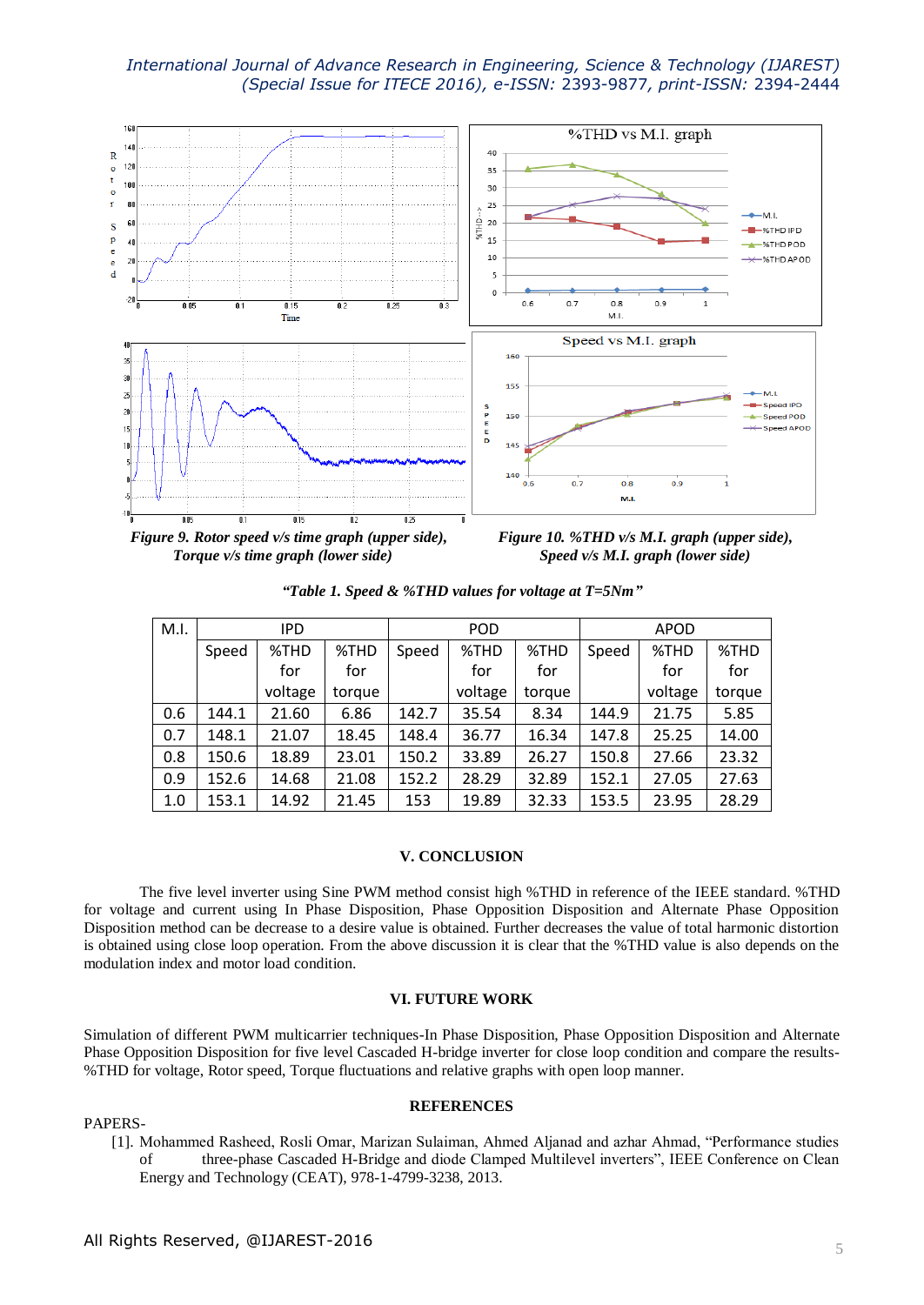*Figure 9. Rotor speed v/s time graph (upper side), Torque v/s time graph (lower side)*

*Figure 10. %THD v/s M.I. graph (upper side), Speed v/s M.I. graph (lower side)*

***"Table 1. Speed & %THD values for voltage at T=5Nm"***

| M.I. | IPD | | | POD | | | APOD | | |
|---|---|---|---|---|---|---|---|---|---|
| | Speed | %THD for voltage | %THD for torque | Speed | %THD for voltage | %THD for torque | Speed | %THD for voltage | %THD for torque |
| 0.6 | 144.1 | 21.60 | 6.86 | 142.7 | 35.54 | 8.34 | 144.9 | 21.75 | 5.85 |
| 0.7 | 148.1 | 21.07 | 18.45 | 148.4 | 36.77 | 16.34 | 147.8 | 25.25 | 14.00 |
| 0.8 | 150.6 | 18.89 | 23.01 | 150.2 | 33.89 | 26.27 | 150.8 | 27.66 | 23.32 |
| 0.9 | 152.6 | 14.68 | 21.08 | 152.2 | 28.29 | 32.89 | 152.1 | 27.05 | 27.63 |
| 1.0 | 153.1 | 14.92 | 21.45 | 153 | 19.89 | 32.33 | 153.5 | 23.95 | 28.29 |

## V. CONCLUSION

The five level inverter using Sine PWM method consist high %THD in reference of the IEEE standard. %THD for voltage and current using In Phase Disposition, Phase Opposition Disposition and Alternate Phase Opposition Disposition method can be decrease to a desire value is obtained. Further decreases the value of total harmonic distortion is obtained using close loop operation. From the above discussion it is clear that the %THD value is also depends on the modulation index and motor load condition.

## VI. FUTURE WORK

Simulation of different PWM multicarrier techniques-In Phase Disposition, Phase Opposition Disposition and Alternate Phase Opposition Disposition for five level Cascaded H-bridge inverter for close loop condition and compare the results-%THD for voltage, Rotor speed, Torque fluctuations and relative graphs with open loop manner.

## REFERENCES

PAPERS-

[1]. Mohammed Rasheed, Rosli Omar, Marizan Sulaiman, Ahmed Aljanad and azhar Ahmad, "Performance studies of three-phase Cascaded H-Bridge and diode Clamped Multilevel inverters", IEEE Conference on Clean Energy and Technology (CEAT), 978-1-4799-3238, 2013.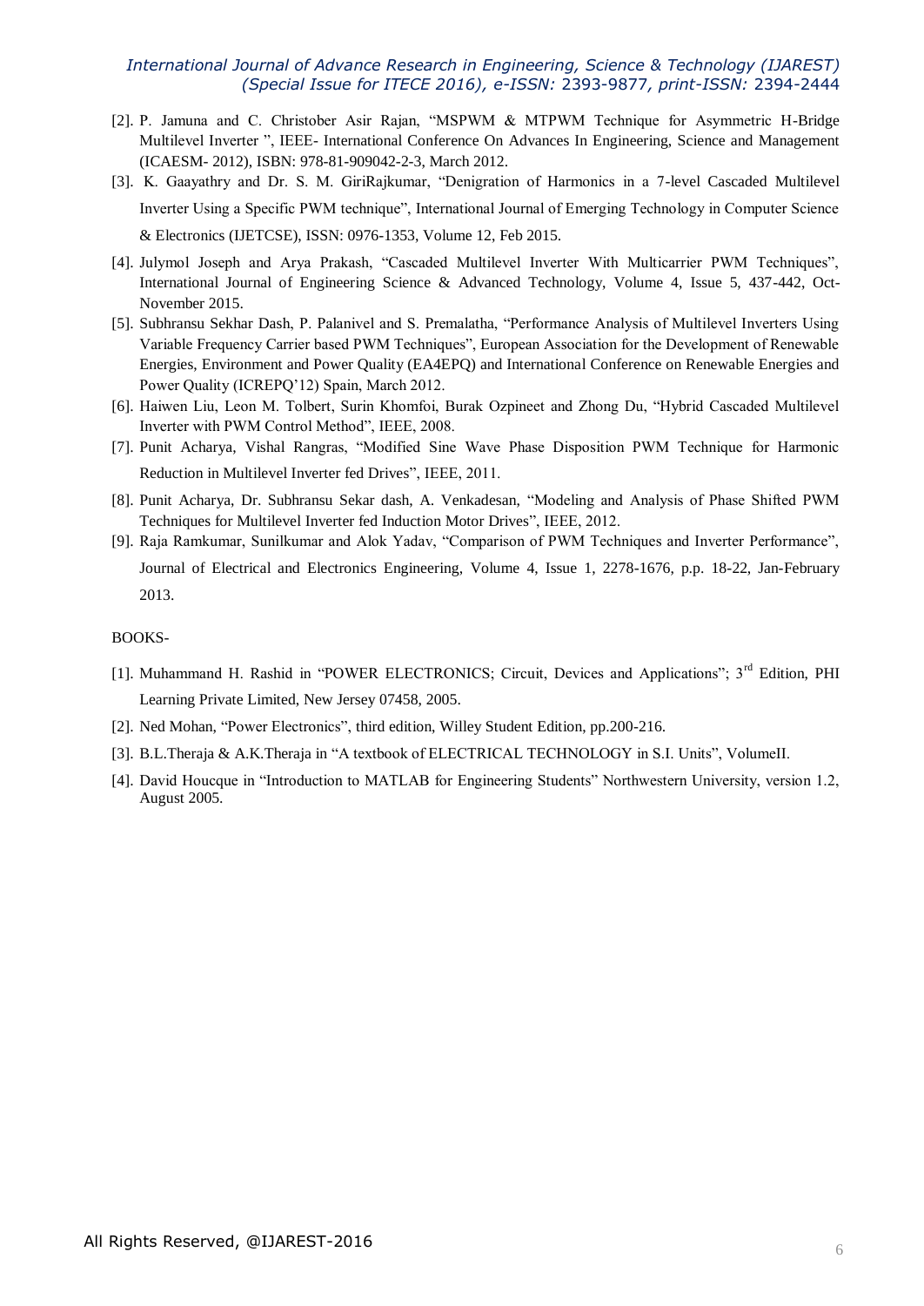[2]. P. Jamuna and C. Christober Asir Rajan, "MSPWM & MTPWM Technique for Asymmetric H-Bridge Multilevel Inverter ", IEEE- International Conference On Advances In Engineering, Science and Management (ICAESM- 2012), ISBN: 978-81-909042-2-3, March 2012.

[3]. K. Gaayathry and Dr. S. M. GiriRajkumar, "Denigration of Harmonics in a 7-level Cascaded Multilevel Inverter Using a Specific PWM technique", International Journal of Emerging Technology in Computer Science & Electronics (IJETCSE), ISSN: 0976-1353, Volume 12, Feb 2015.

[4]. Julymol Joseph and Arya Prakash, "Cascaded Multilevel Inverter With Multicarrier PWM Techniques", International Journal of Engineering Science & Advanced Technology, Volume 4, Issue 5, 437-442, Oct-November 2015.

[5]. Subhransu Sekhar Dash, P. Palanivel and S. Premalatha, "Performance Analysis of Multilevel Inverters Using Variable Frequency Carrier based PWM Techniques", European Association for the Development of Renewable Energies, Environment and Power Quality (EA4EPQ) and International Conference on Renewable Energies and Power Quality (ICREPQ'12) Spain, March 2012.

[6]. Haiwen Liu, Leon M. Tolbert, Surin Khomfoi, Burak Ozpineet and Zhong Du, "Hybrid Cascaded Multilevel Inverter with PWM Control Method", IEEE, 2008.

[7]. Punit Acharya, Vishal Rangras, "Modified Sine Wave Phase Disposition PWM Technique for Harmonic Reduction in Multilevel Inverter fed Drives", IEEE, 2011.

[8]. Punit Acharya, Dr. Subhransu Sekar dash, A. Venkadesan, "Modeling and Analysis of Phase Shifted PWM Techniques for Multilevel Inverter fed Induction Motor Drives", IEEE, 2012.

[9]. Raja Ramkumar, Sunilkumar and Alok Yadav, "Comparison of PWM Techniques and Inverter Performance", Journal of Electrical and Electronics Engineering, Volume 4, Issue 1, 2278-1676, p.p. 18-22, Jan-February 2013.

BOOKS-

[1]. Muhammand H. Rashid in "POWER ELECTRONICS; Circuit, Devices and Applications"; 3rd Edition, PHI Learning Private Limited, New Jersey 07458, 2005.

[2]. Ned Mohan, "Power Electronics", third edition, Willey Student Edition, pp.200-216.

[3]. B.L.Theraja & A.K.Theraja in "A textbook of ELECTRICAL TECHNOLOGY in S.I. Units", VolumeII.

[4]. David Houcque in "Introduction to MATLAB for Engineering Students" Northwestern University, version 1.2, August 2005.